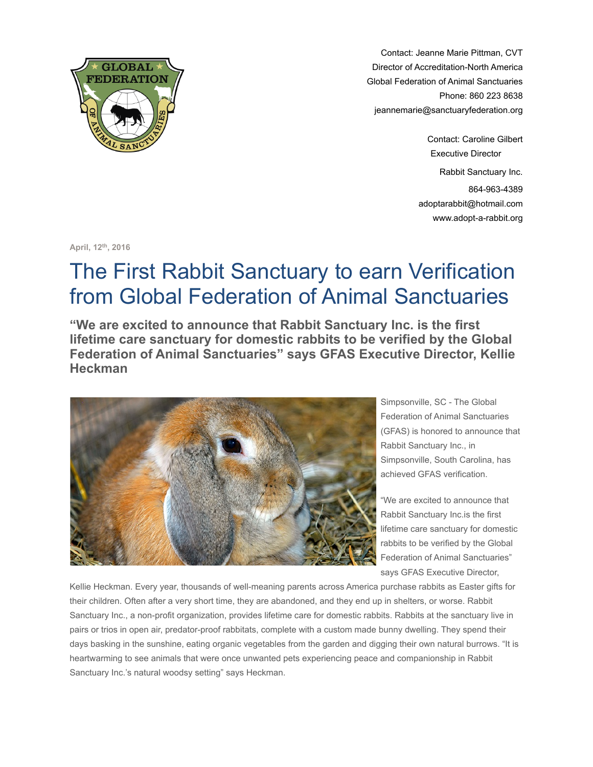Contact: Jeanne Marie Pittman, CVT
Director of Accreditation-North America
Global Federation of Animal Sanctuaries
Phone: 860 223 8638
jeannemarie@sanctuaryfederation.org

Contact: Caroline Gilbert
Executive Director
Rabbit Sanctuary Inc.
864-963-4389
adoptarabbit@hotmail.com
www.adopt-a-rabbit.org

April, 12th, 2016

# The First Rabbit Sanctuary to earn Verification from Global Federation of Animal Sanctuaries

### "We are excited to announce that Rabbit Sanctuary Inc. is the first lifetime care sanctuary for domestic rabbits to be verified by the Global Federation of Animal Sanctuaries" says GFAS Executive Director, Kellie Heckman

Simpsonville, SC - The Global Federation of Animal Sanctuaries (GFAS) is honored to announce that Rabbit Sanctuary Inc., in Simpsonville, South Carolina, has achieved GFAS verification.

"We are excited to announce that Rabbit Sanctuary Inc.is the first lifetime care sanctuary for domestic rabbits to be verified by the Global Federation of Animal Sanctuaries" says GFAS Executive Director, Kellie Heckman. Every year, thousands of well-meaning parents across America purchase rabbits as Easter gifts for their children. Often after a very short time, they are abandoned, and they end up in shelters, or worse. Rabbit Sanctuary Inc., a non-profit organization, provides lifetime care for domestic rabbits. Rabbits at the sanctuary live in pairs or trios in open air, predator-proof rabbitats, complete with a custom made bunny dwelling. They spend their days basking in the sunshine, eating organic vegetables from the garden and digging their own natural burrows. "It is heartwarming to see animals that were once unwanted pets experiencing peace and companionship in Rabbit Sanctuary Inc.'s natural woodsy setting" says Heckman.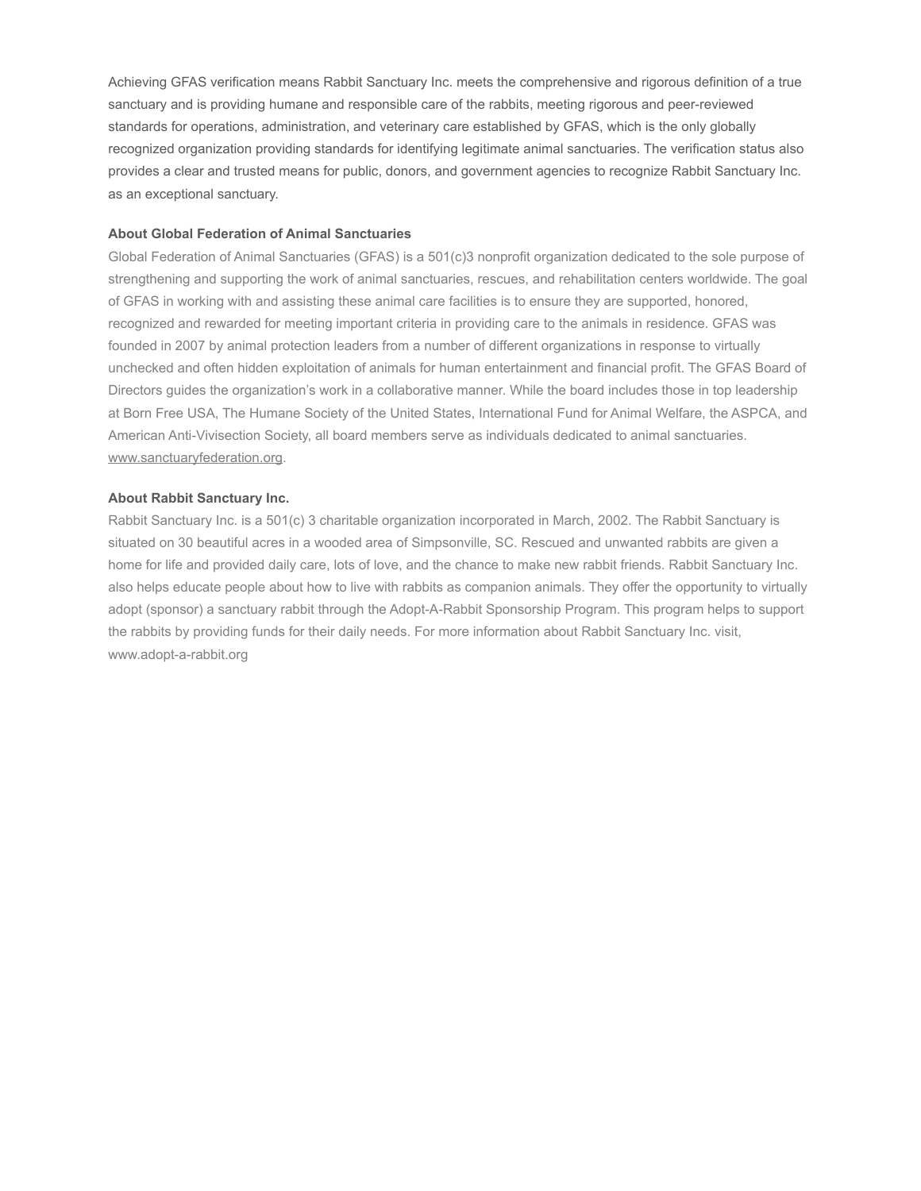Achieving GFAS verification means Rabbit Sanctuary Inc. meets the comprehensive and rigorous definition of a true sanctuary and is providing humane and responsible care of the rabbits, meeting rigorous and peer-reviewed standards for operations, administration, and veterinary care established by GFAS, which is the only globally recognized organization providing standards for identifying legitimate animal sanctuaries. The verification status also provides a clear and trusted means for public, donors, and government agencies to recognize Rabbit Sanctuary Inc. as an exceptional sanctuary.

**About Global Federation of Animal Sanctuaries**

Global Federation of Animal Sanctuaries (GFAS) is a 501(c)3 nonprofit organization dedicated to the sole purpose of strengthening and supporting the work of animal sanctuaries, rescues, and rehabilitation centers worldwide. The goal of GFAS in working with and assisting these animal care facilities is to ensure they are supported, honored, recognized and rewarded for meeting important criteria in providing care to the animals in residence. GFAS was founded in 2007 by animal protection leaders from a number of different organizations in response to virtually unchecked and often hidden exploitation of animals for human entertainment and financial profit. The GFAS Board of Directors guides the organization's work in a collaborative manner. While the board includes those in top leadership at Born Free USA, The Humane Society of the United States, International Fund for Animal Welfare, the ASPCA, and American Anti-Vivisection Society, all board members serve as individuals dedicated to animal sanctuaries. www.sanctuaryfederation.org.

**About Rabbit Sanctuary Inc.**

Rabbit Sanctuary Inc. is a 501(c) 3 charitable organization incorporated in March, 2002. The Rabbit Sanctuary is situated on 30 beautiful acres in a wooded area of Simpsonville, SC. Rescued and unwanted rabbits are given a home for life and provided daily care, lots of love, and the chance to make new rabbit friends. Rabbit Sanctuary Inc. also helps educate people about how to live with rabbits as companion animals. They offer the opportunity to virtually adopt (sponsor) a sanctuary rabbit through the Adopt-A-Rabbit Sponsorship Program. This program helps to support the rabbits by providing funds for their daily needs. For more information about Rabbit Sanctuary Inc. visit, www.adopt-a-rabbit.org